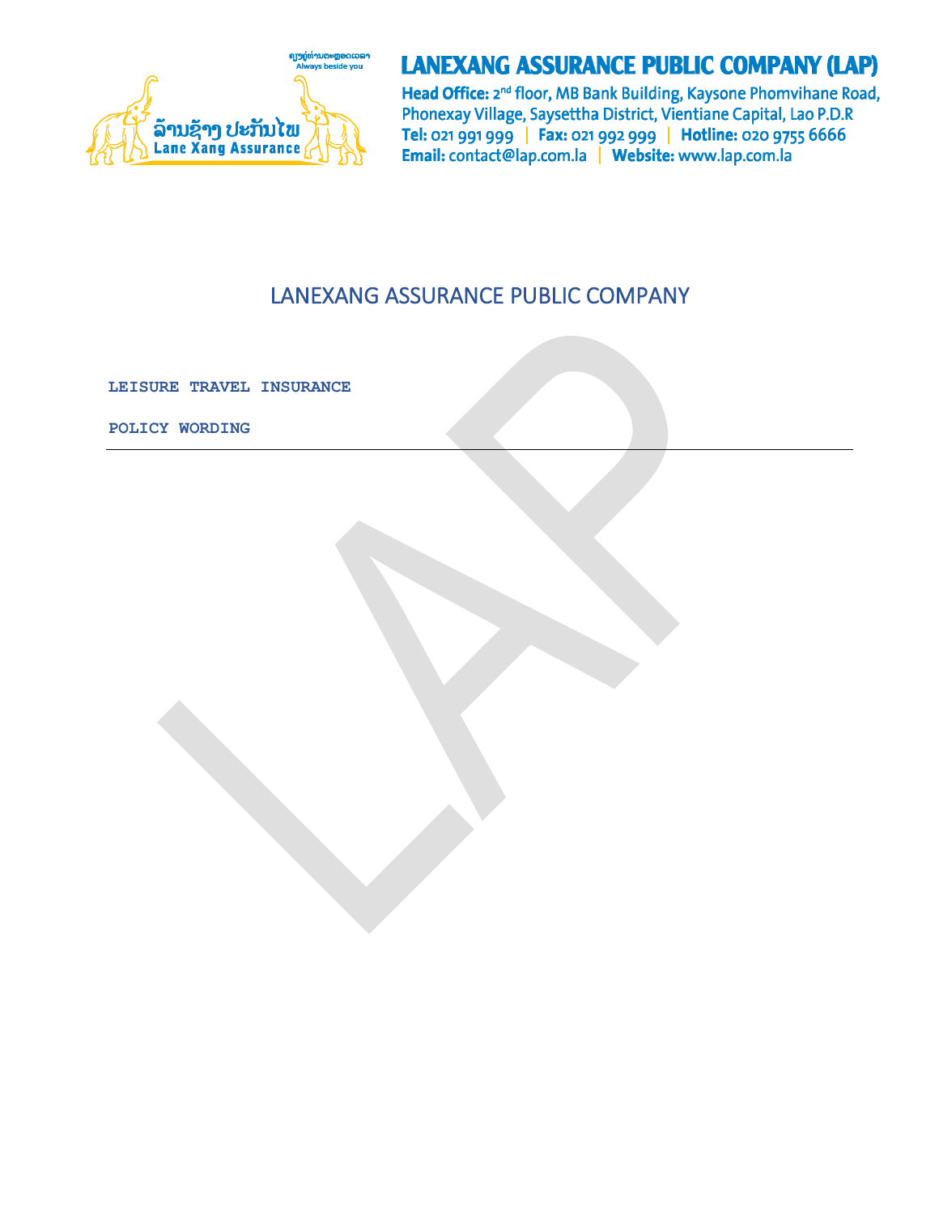ຢູ່ຄຽງຂ້າງທ່ານສະເໝີ
Always beside you

ລ້ານຊ້າງ ປະກັນໄພ
Lane Xang Assurance

# LANEXANG ASSURANCE PUBLIC COMPANY (LAP)

**Head Office:** 2nd floor, MB Bank Building, Kaysone Phomvihane Road, Phonexay Village, Saysettha District, Vientiane Capital, Lao P.D.R
**Tel:** 021 991 999 | **Fax:** 021 992 999 | **Hotline:** 020 9755 6666
**Email:** contact@lap.com.la | **Website:** www.lap.com.la

## LANEXANG ASSURANCE PUBLIC COMPANY

**LEISURE TRAVEL INSURANCE**

**POLICY WORDING**

---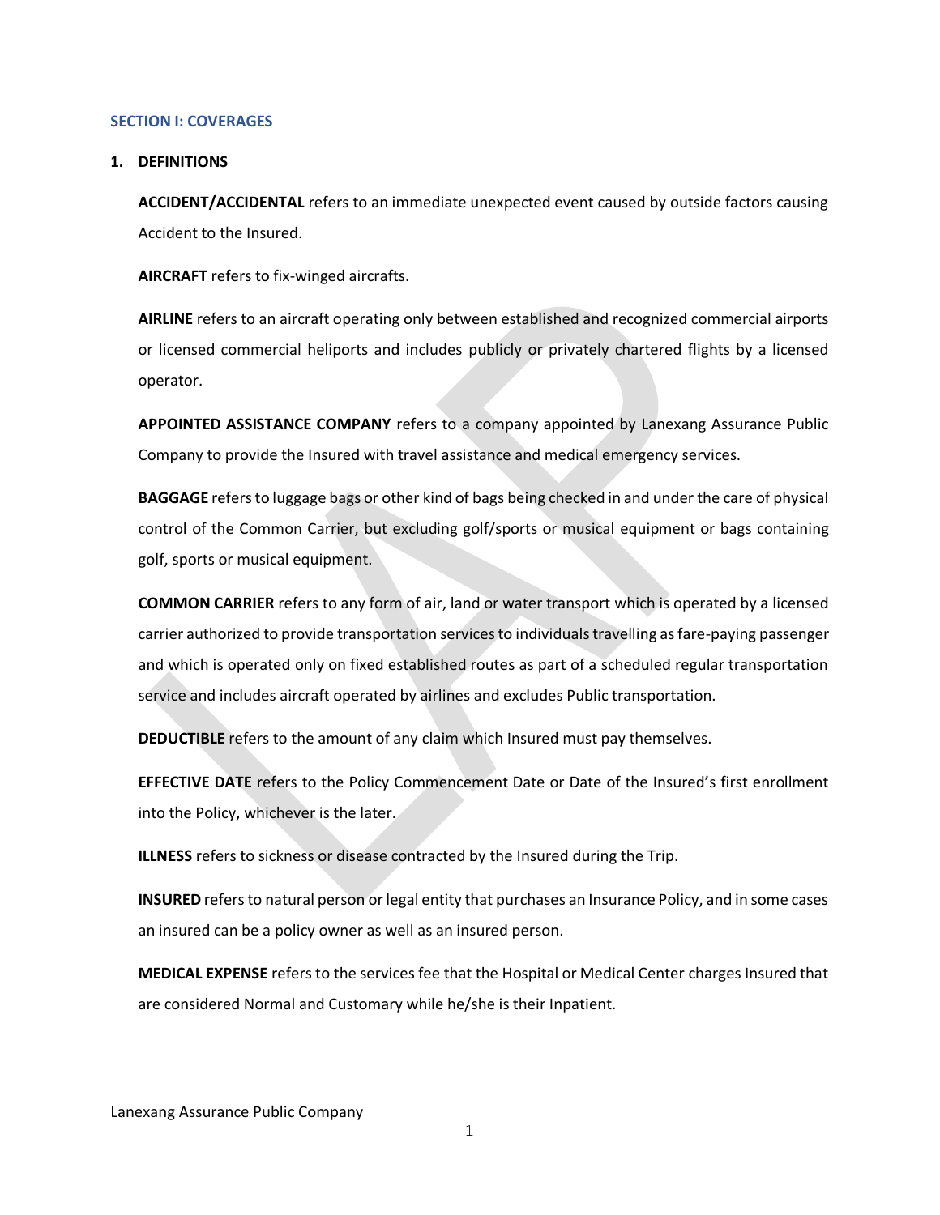## SECTION I: COVERAGES

### 1. DEFINITIONS

**ACCIDENT/ACCIDENTAL** refers to an immediate unexpected event caused by outside factors causing Accident to the Insured.

**AIRCRAFT** refers to fix-winged aircrafts.

**AIRLINE** refers to an aircraft operating only between established and recognized commercial airports or licensed commercial heliports and includes publicly or privately chartered flights by a licensed operator.

**APPOINTED ASSISTANCE COMPANY** refers to a company appointed by Lanexang Assurance Public Company to provide the Insured with travel assistance and medical emergency services.

**BAGGAGE** refers to luggage bags or other kind of bags being checked in and under the care of physical control of the Common Carrier, but excluding golf/sports or musical equipment or bags containing golf, sports or musical equipment.

**COMMON CARRIER** refers to any form of air, land or water transport which is operated by a licensed carrier authorized to provide transportation services to individuals travelling as fare-paying passenger and which is operated only on fixed established routes as part of a scheduled regular transportation service and includes aircraft operated by airlines and excludes Public transportation.

**DEDUCTIBLE** refers to the amount of any claim which Insured must pay themselves.

**EFFECTIVE DATE** refers to the Policy Commencement Date or Date of the Insured's first enrollment into the Policy, whichever is the later.

**ILLNESS** refers to sickness or disease contracted by the Insured during the Trip.

**INSURED** refers to natural person or legal entity that purchases an Insurance Policy, and in some cases an insured can be a policy owner as well as an insured person.

**MEDICAL EXPENSE** refers to the services fee that the Hospital or Medical Center charges Insured that are considered Normal and Customary while he/she is their Inpatient.

Lanexang Assurance Public Company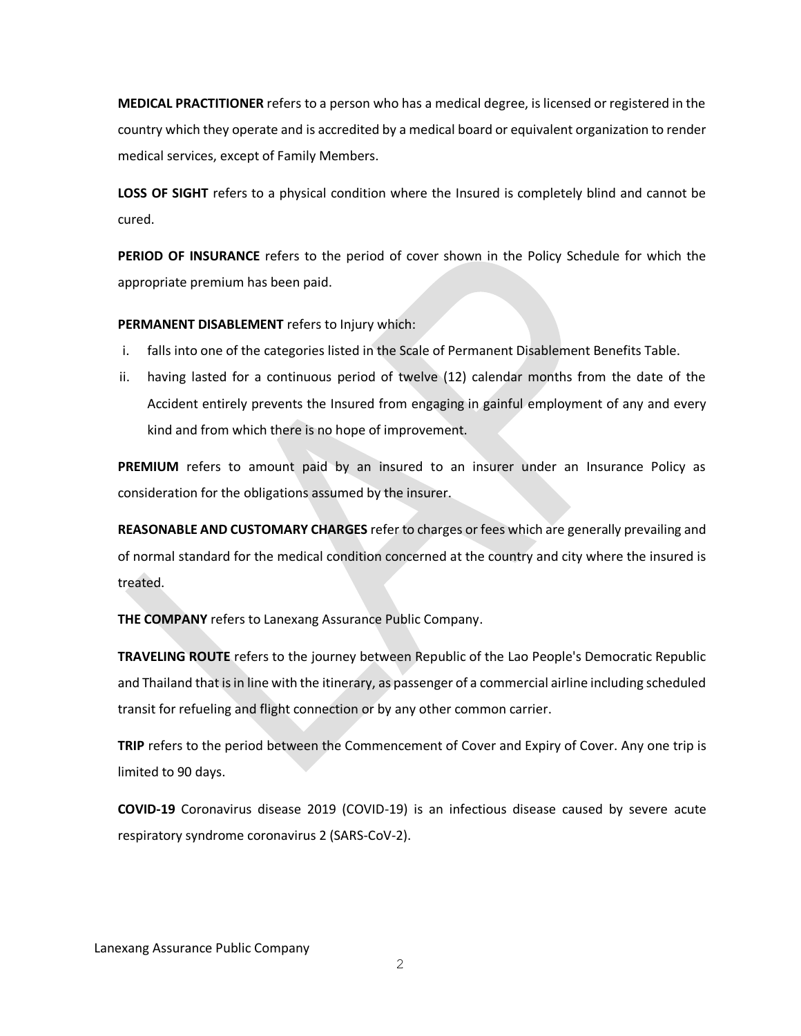**MEDICAL PRACTITIONER** refers to a person who has a medical degree, is licensed or registered in the country which they operate and is accredited by a medical board or equivalent organization to render medical services, except of Family Members.

**LOSS OF SIGHT** refers to a physical condition where the Insured is completely blind and cannot be cured.

**PERIOD OF INSURANCE** refers to the period of cover shown in the Policy Schedule for which the appropriate premium has been paid.

**PERMANENT DISABLEMENT** refers to Injury which:

i. falls into one of the categories listed in the Scale of Permanent Disablement Benefits Table.
ii. having lasted for a continuous period of twelve (12) calendar months from the date of the Accident entirely prevents the Insured from engaging in gainful employment of any and every kind and from which there is no hope of improvement.

**PREMIUM** refers to amount paid by an insured to an insurer under an Insurance Policy as consideration for the obligations assumed by the insurer.

**REASONABLE AND CUSTOMARY CHARGES** refer to charges or fees which are generally prevailing and of normal standard for the medical condition concerned at the country and city where the insured is treated.

**THE COMPANY** refers to Lanexang Assurance Public Company.

**TRAVELING ROUTE** refers to the journey between Republic of the Lao People's Democratic Republic and Thailand that is in line with the itinerary, as passenger of a commercial airline including scheduled transit for refueling and flight connection or by any other common carrier.

**TRIP** refers to the period between the Commencement of Cover and Expiry of Cover. Any one trip is limited to 90 days.

**COVID-19** Coronavirus disease 2019 (COVID-19) is an infectious disease caused by severe acute respiratory syndrome coronavirus 2 (SARS-CoV-2).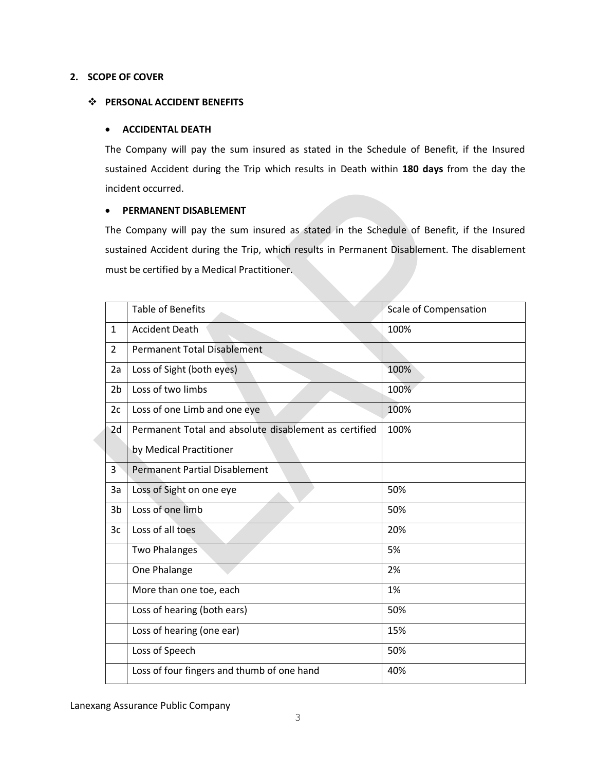## 2. SCOPE OF COVER

### ❖ PERSONAL ACCIDENT BENEFITS

- **ACCIDENTAL DEATH**

The Company will pay the sum insured as stated in the Schedule of Benefit, if the Insured sustained Accident during the Trip which results in Death within **180 days** from the day the incident occurred.

- **PERMANENT DISABLEMENT**

The Company will pay the sum insured as stated in the Schedule of Benefit, if the Insured sustained Accident during the Trip, which results in Permanent Disablement. The disablement must be certified by a Medical Practitioner.

| | Table of Benefits | Scale of Compensation |
|---|---|---|
| 1 | Accident Death | 100% |
| 2 | Permanent Total Disablement | |
| 2a | Loss of Sight (both eyes) | 100% |
| 2b | Loss of two limbs | 100% |
| 2c | Loss of one Limb and one eye | 100% |
| 2d | Permanent Total and absolute disablement as certified by Medical Practitioner | 100% |
| 3 | Permanent Partial Disablement | |
| 3a | Loss of Sight on one eye | 50% |
| 3b | Loss of one limb | 50% |
| 3c | Loss of all toes | 20% |
| | Two Phalanges | 5% |
| | One Phalange | 2% |
| | More than one toe, each | 1% |
| | Loss of hearing (both ears) | 50% |
| | Loss of hearing (one ear) | 15% |
| | Loss of Speech | 50% |
| | Loss of four fingers and thumb of one hand | 40% |

Lanexang Assurance Public Company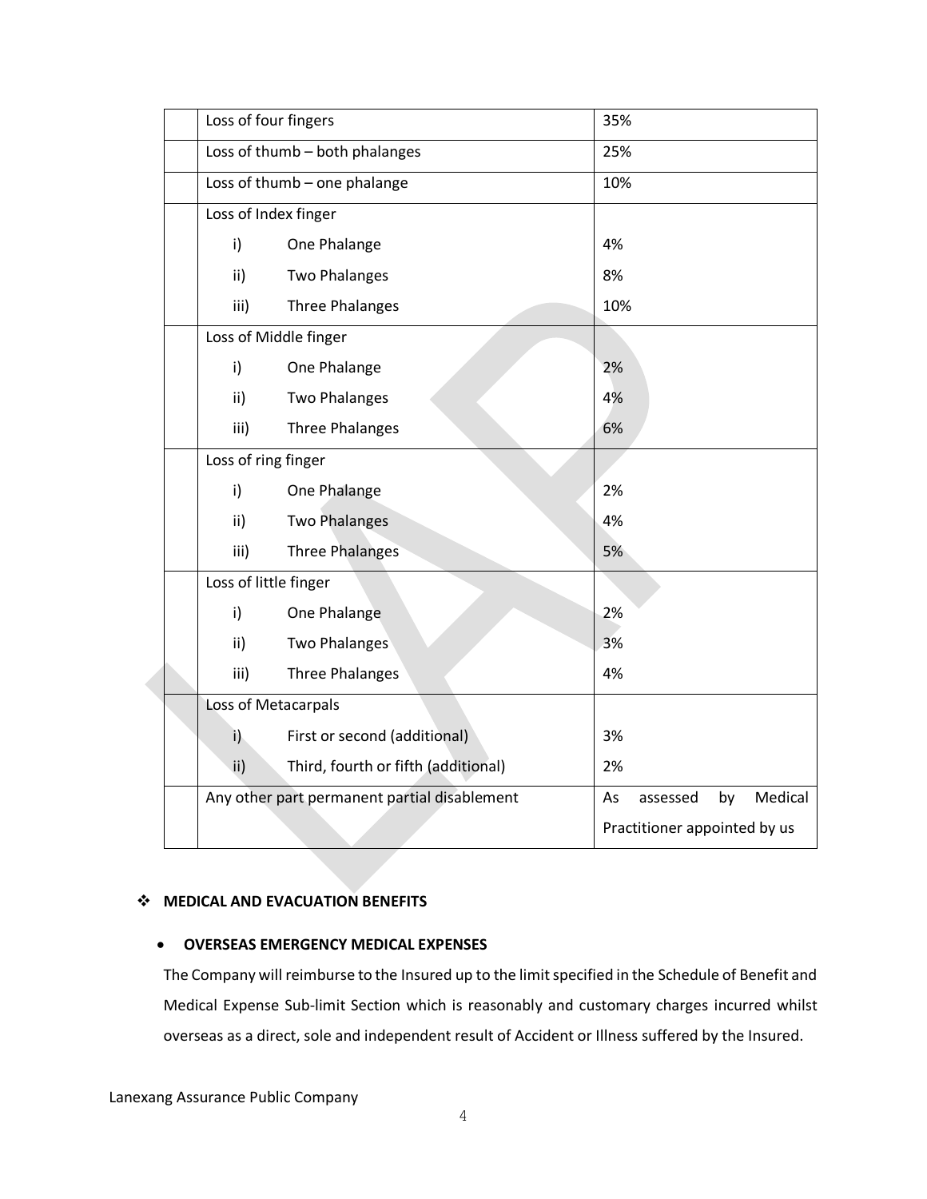| | | |
|---|---|---|
| | Loss of four fingers | 35% |
| | Loss of thumb – both phalanges | 25% |
| | Loss of thumb – one phalange | 10% |
| | Loss of Index finger<br>i) One Phalange<br>ii) Two Phalanges<br>iii) Three Phalanges | <br>4%<br>8%<br>10% |
| | Loss of Middle finger<br>i) One Phalange<br>ii) Two Phalanges<br>iii) Three Phalanges | <br>2%<br>4%<br>6% |
| | Loss of ring finger<br>i) One Phalange<br>ii) Two Phalanges<br>iii) Three Phalanges | <br>2%<br>4%<br>5% |
| | Loss of little finger<br>i) One Phalange<br>ii) Two Phalanges<br>iii) Three Phalanges | <br>2%<br>3%<br>4% |
| | Loss of Metacarpals<br>i) First or second (additional)<br>ii) Third, fourth or fifth (additional) | <br>3%<br>2% |
| | Any other part permanent partial disablement | As assessed by Medical Practitioner appointed by us |

❖ **MEDICAL AND EVACUATION BENEFITS**

- **OVERSEAS EMERGENCY MEDICAL EXPENSES**

  The Company will reimburse to the Insured up to the limit specified in the Schedule of Benefit and Medical Expense Sub-limit Section which is reasonably and customary charges incurred whilst overseas as a direct, sole and independent result of Accident or Illness suffered by the Insured.

Lanexang Assurance Public Company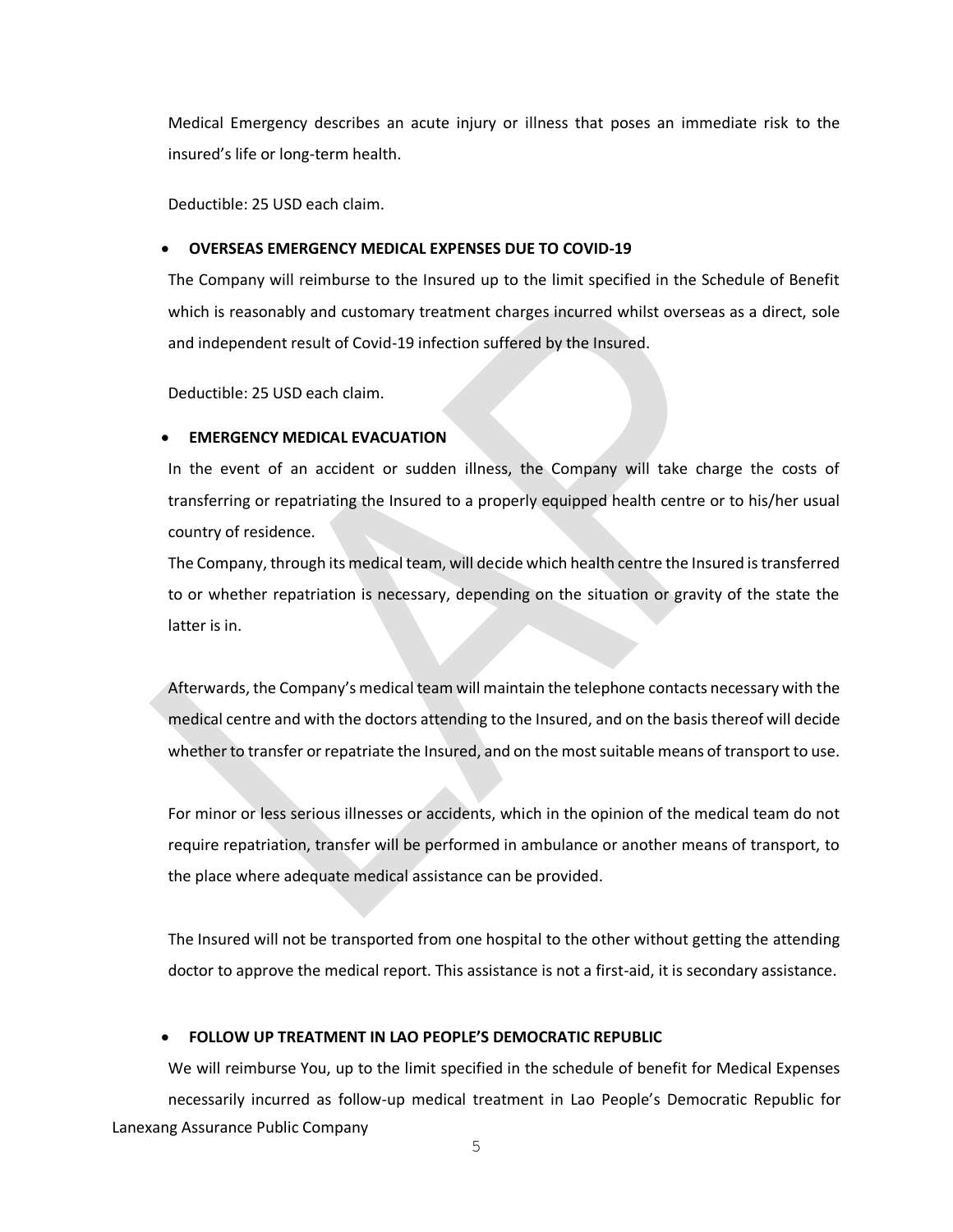Medical Emergency describes an acute injury or illness that poses an immediate risk to the insured's life or long-term health.

Deductible: 25 USD each claim.

- **OVERSEAS EMERGENCY MEDICAL EXPENSES DUE TO COVID-19**

The Company will reimburse to the Insured up to the limit specified in the Schedule of Benefit which is reasonably and customary treatment charges incurred whilst overseas as a direct, sole and independent result of Covid-19 infection suffered by the Insured.

Deductible: 25 USD each claim.

- **EMERGENCY MEDICAL EVACUATION**

In the event of an accident or sudden illness, the Company will take charge the costs of transferring or repatriating the Insured to a properly equipped health centre or to his/her usual country of residence.

The Company, through its medical team, will decide which health centre the Insured is transferred to or whether repatriation is necessary, depending on the situation or gravity of the state the latter is in.

Afterwards, the Company's medical team will maintain the telephone contacts necessary with the medical centre and with the doctors attending to the Insured, and on the basis thereof will decide whether to transfer or repatriate the Insured, and on the most suitable means of transport to use.

For minor or less serious illnesses or accidents, which in the opinion of the medical team do not require repatriation, transfer will be performed in ambulance or another means of transport, to the place where adequate medical assistance can be provided.

The Insured will not be transported from one hospital to the other without getting the attending doctor to approve the medical report. This assistance is not a first-aid, it is secondary assistance.

- **FOLLOW UP TREATMENT IN LAO PEOPLE'S DEMOCRATIC REPUBLIC**

We will reimburse You, up to the limit specified in the schedule of benefit for Medical Expenses necessarily incurred as follow-up medical treatment in Lao People's Democratic Republic for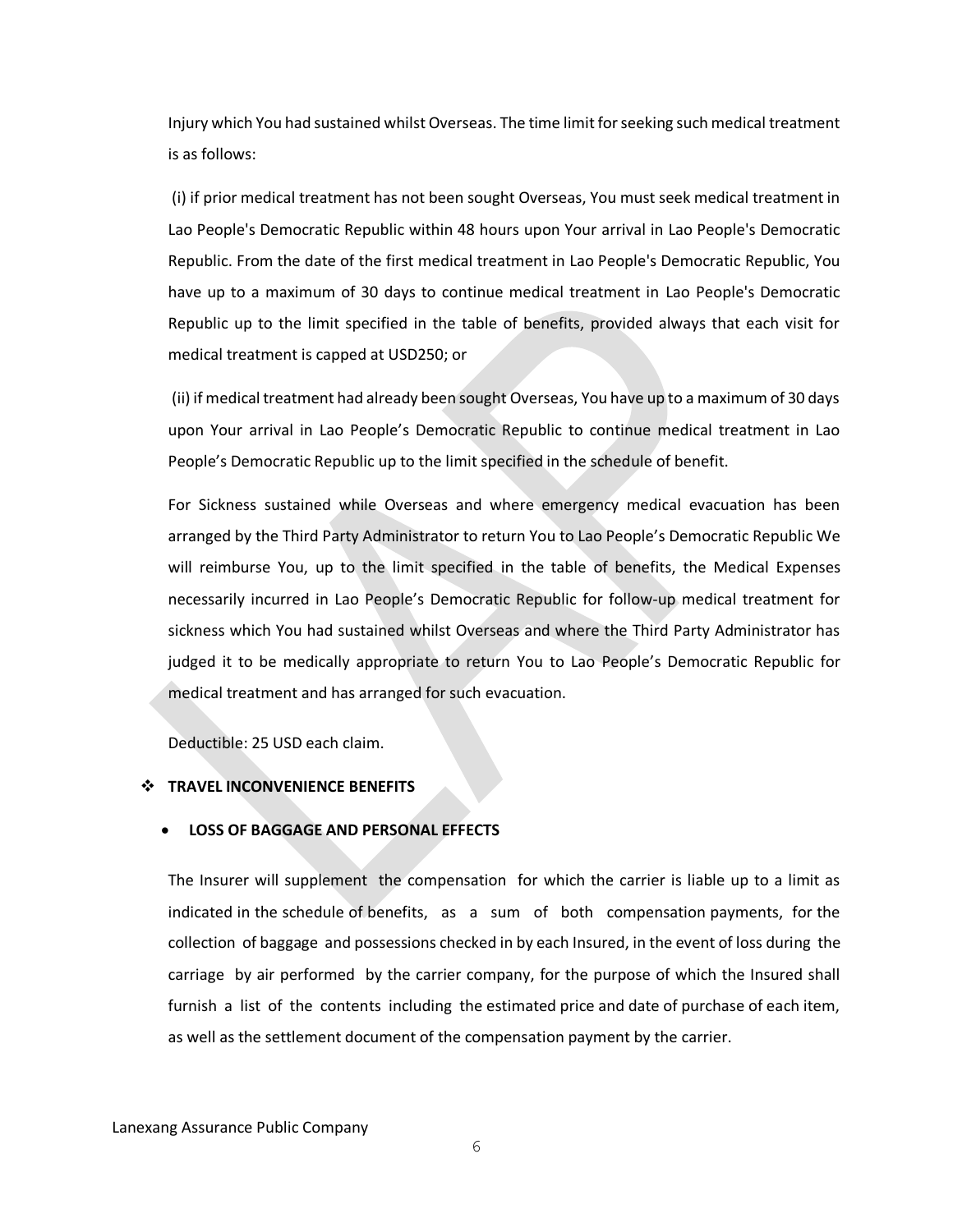Injury which You had sustained whilst Overseas. The time limit for seeking such medical treatment is as follows:

(i) if prior medical treatment has not been sought Overseas, You must seek medical treatment in Lao People's Democratic Republic within 48 hours upon Your arrival in Lao People's Democratic Republic. From the date of the first medical treatment in Lao People's Democratic Republic, You have up to a maximum of 30 days to continue medical treatment in Lao People's Democratic Republic up to the limit specified in the table of benefits, provided always that each visit for medical treatment is capped at USD250; or

(ii) if medical treatment had already been sought Overseas, You have up to a maximum of 30 days upon Your arrival in Lao People's Democratic Republic to continue medical treatment in Lao People's Democratic Republic up to the limit specified in the schedule of benefit.

For Sickness sustained while Overseas and where emergency medical evacuation has been arranged by the Third Party Administrator to return You to Lao People's Democratic Republic We will reimburse You, up to the limit specified in the table of benefits, the Medical Expenses necessarily incurred in Lao People's Democratic Republic for follow-up medical treatment for sickness which You had sustained whilst Overseas and where the Third Party Administrator has judged it to be medically appropriate to return You to Lao People's Democratic Republic for medical treatment and has arranged for such evacuation.

Deductible: 25 USD each claim.

- **TRAVEL INCONVENIENCE BENEFITS**

  - **LOSS OF BAGGAGE AND PERSONAL EFFECTS**

The Insurer will supplement the compensation for which the carrier is liable up to a limit as indicated in the schedule of benefits, as a sum of both compensation payments, for the collection of baggage and possessions checked in by each Insured, in the event of loss during the carriage by air performed by the carrier company, for the purpose of which the Insured shall furnish a list of the contents including the estimated price and date of purchase of each item, as well as the settlement document of the compensation payment by the carrier.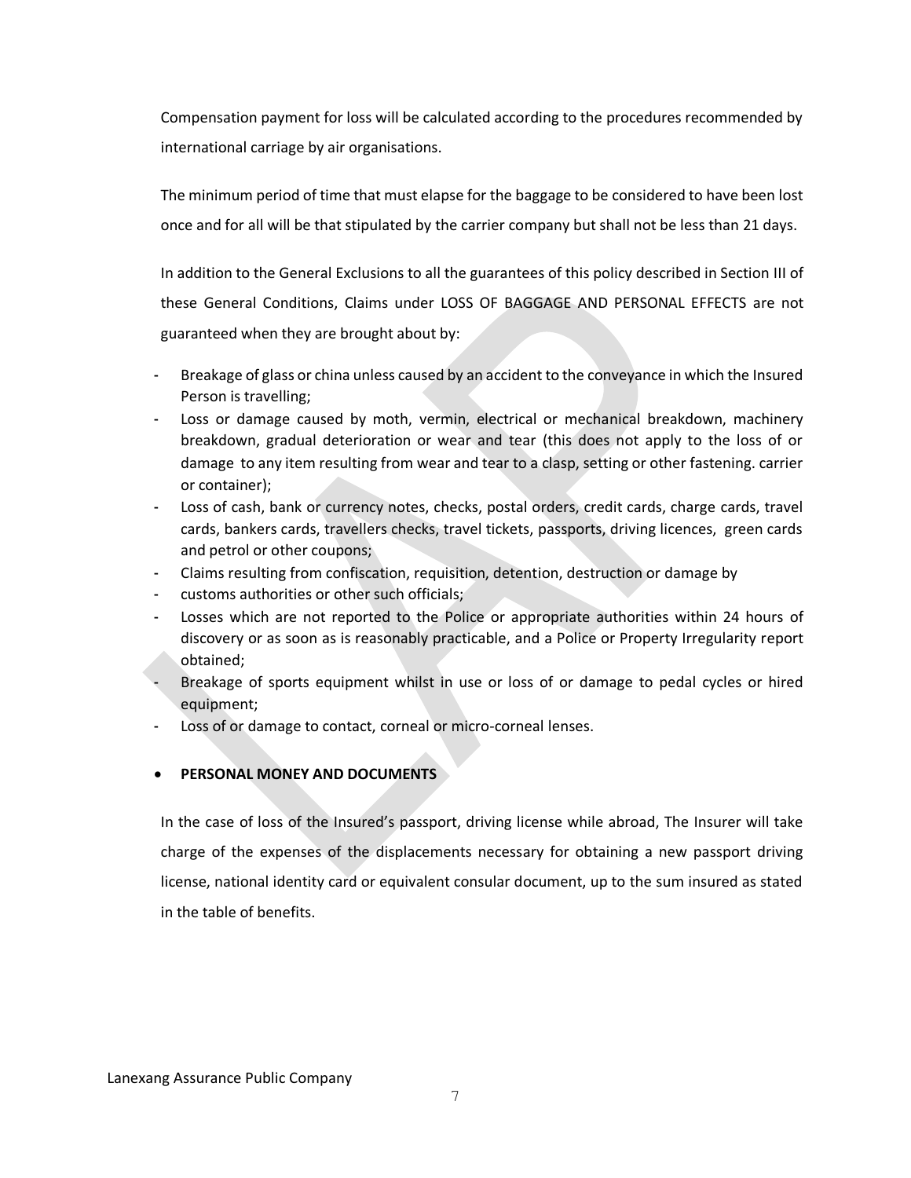Compensation payment for loss will be calculated according to the procedures recommended by international carriage by air organisations.

The minimum period of time that must elapse for the baggage to be considered to have been lost once and for all will be that stipulated by the carrier company but shall not be less than 21 days.

In addition to the General Exclusions to all the guarantees of this policy described in Section III of these General Conditions, Claims under LOSS OF BAGGAGE AND PERSONAL EFFECTS are not guaranteed when they are brought about by:

- Breakage of glass or china unless caused by an accident to the conveyance in which the Insured Person is travelling;
- Loss or damage caused by moth, vermin, electrical or mechanical breakdown, machinery breakdown, gradual deterioration or wear and tear (this does not apply to the loss of or damage to any item resulting from wear and tear to a clasp, setting or other fastening. carrier or container);
- Loss of cash, bank or currency notes, checks, postal orders, credit cards, charge cards, travel cards, bankers cards, travellers checks, travel tickets, passports, driving licences, green cards and petrol or other coupons;
- Claims resulting from confiscation, requisition, detention, destruction or damage by
- customs authorities or other such officials;
- Losses which are not reported to the Police or appropriate authorities within 24 hours of discovery or as soon as is reasonably practicable, and a Police or Property Irregularity report obtained;
- Breakage of sports equipment whilst in use or loss of or damage to pedal cycles or hired equipment;
- Loss of or damage to contact, corneal or micro-corneal lenses.

- **PERSONAL MONEY AND DOCUMENTS**

In the case of loss of the Insured's passport, driving license while abroad, The Insurer will take charge of the expenses of the displacements necessary for obtaining a new passport driving license, national identity card or equivalent consular document, up to the sum insured as stated in the table of benefits.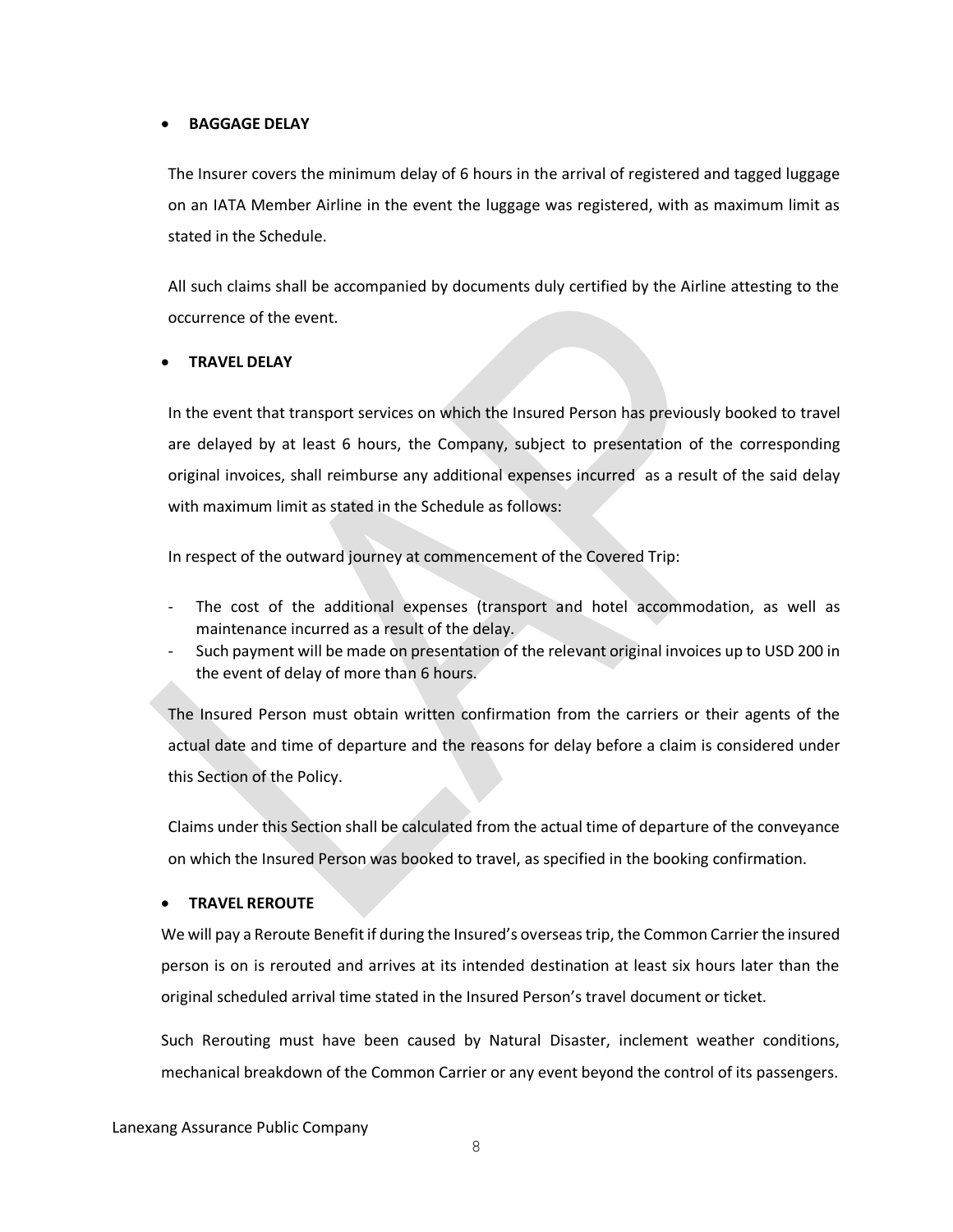- **BAGGAGE DELAY**

  The Insurer covers the minimum delay of 6 hours in the arrival of registered and tagged luggage on an IATA Member Airline in the event the luggage was registered, with as maximum limit as stated in the Schedule.

  All such claims shall be accompanied by documents duly certified by the Airline attesting to the occurrence of the event.

- **TRAVEL DELAY**

  In the event that transport services on which the Insured Person has previously booked to travel are delayed by at least 6 hours, the Company, subject to presentation of the corresponding original invoices, shall reimburse any additional expenses incurred as a result of the said delay with maximum limit as stated in the Schedule as follows:

  In respect of the outward journey at commencement of the Covered Trip:

  - The cost of the additional expenses (transport and hotel accommodation, as well as maintenance incurred as a result of the delay.
  - Such payment will be made on presentation of the relevant original invoices up to USD 200 in the event of delay of more than 6 hours.

  The Insured Person must obtain written confirmation from the carriers or their agents of the actual date and time of departure and the reasons for delay before a claim is considered under this Section of the Policy.

  Claims under this Section shall be calculated from the actual time of departure of the conveyance on which the Insured Person was booked to travel, as specified in the booking confirmation.

- **TRAVEL REROUTE**

We will pay a Reroute Benefit if during the Insured's overseas trip, the Common Carrier the insured person is on is rerouted and arrives at its intended destination at least six hours later than the original scheduled arrival time stated in the Insured Person's travel document or ticket.

Such Rerouting must have been caused by Natural Disaster, inclement weather conditions, mechanical breakdown of the Common Carrier or any event beyond the control of its passengers.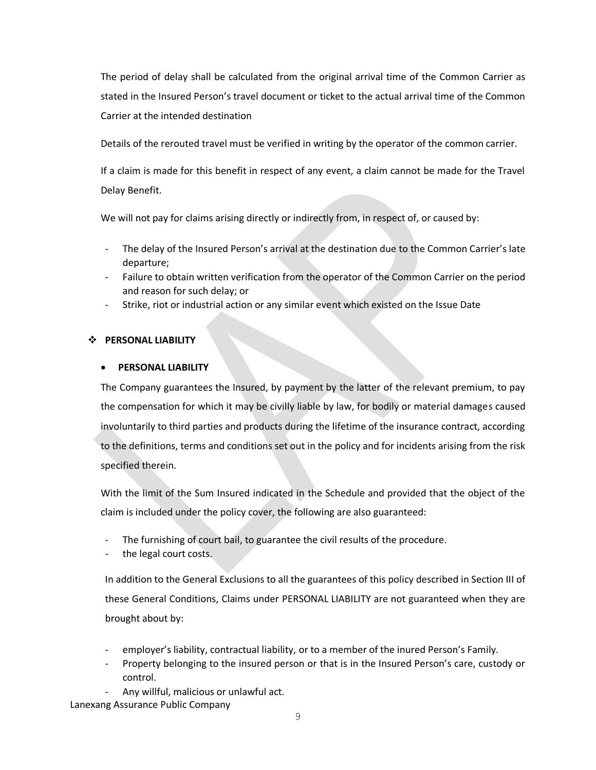The period of delay shall be calculated from the original arrival time of the Common Carrier as stated in the Insured Person's travel document or ticket to the actual arrival time of the Common Carrier at the intended destination

Details of the rerouted travel must be verified in writing by the operator of the common carrier.

If a claim is made for this benefit in respect of any event, a claim cannot be made for the Travel Delay Benefit.

We will not pay for claims arising directly or indirectly from, in respect of, or caused by:

- The delay of the Insured Person's arrival at the destination due to the Common Carrier's late departure;
- Failure to obtain written verification from the operator of the Common Carrier on the period and reason for such delay; or
- Strike, riot or industrial action or any similar event which existed on the Issue Date

## ❖ PERSONAL LIABILITY

- **PERSONAL LIABILITY**

The Company guarantees the Insured, by payment by the latter of the relevant premium, to pay the compensation for which it may be civilly liable by law, for bodily or material damages caused involuntarily to third parties and products during the lifetime of the insurance contract, according to the definitions, terms and conditions set out in the policy and for incidents arising from the risk specified therein.

With the limit of the Sum Insured indicated in the Schedule and provided that the object of the claim is included under the policy cover, the following are also guaranteed:

- The furnishing of court bail, to guarantee the civil results of the procedure.
- the legal court costs.

In addition to the General Exclusions to all the guarantees of this policy described in Section III of these General Conditions, Claims under PERSONAL LIABILITY are not guaranteed when they are brought about by:

- employer's liability, contractual liability, or to a member of the inured Person's Family.
- Property belonging to the insured person or that is in the Insured Person's care, custody or control.
- Any willful, malicious or unlawful act.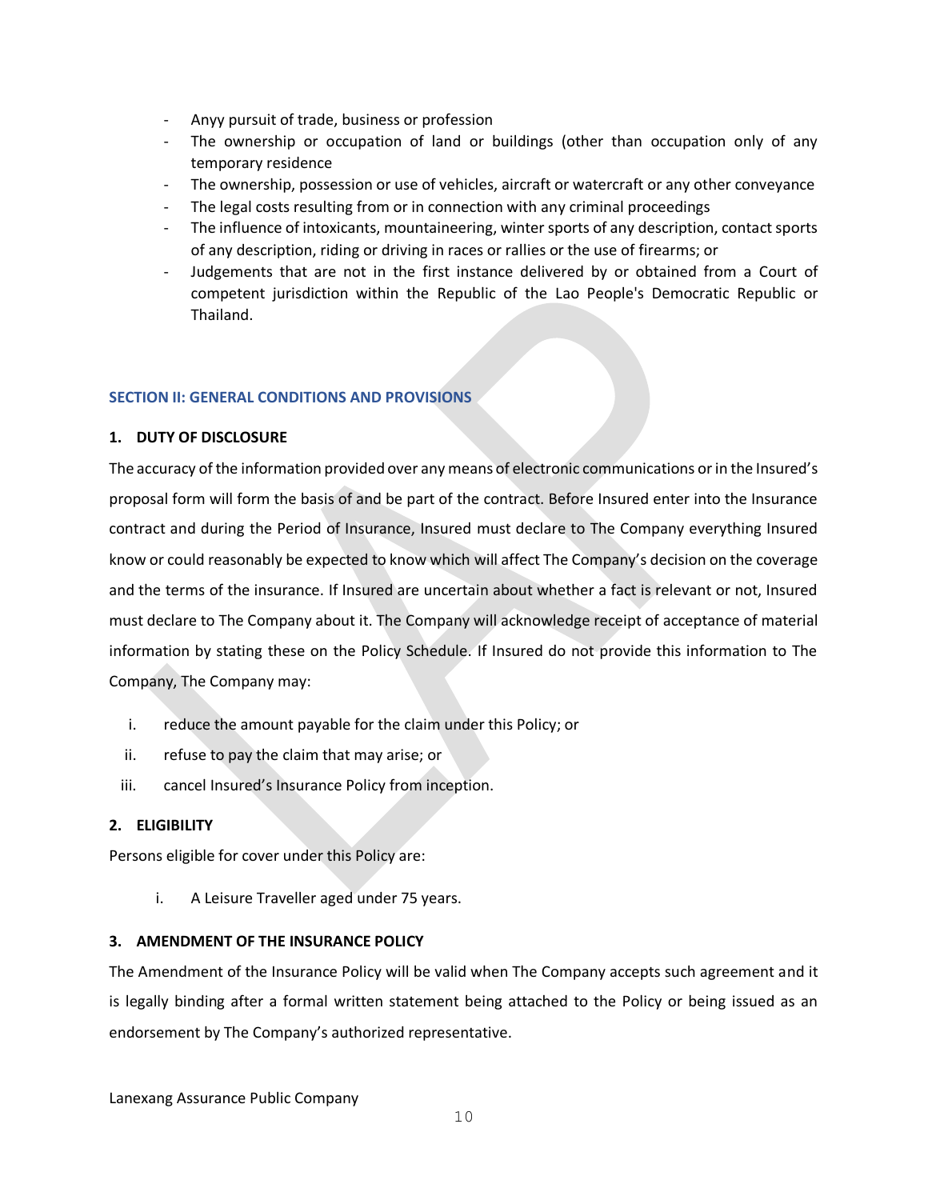- Anyy pursuit of trade, business or profession
- The ownership or occupation of land or buildings (other than occupation only of any temporary residence
- The ownership, possession or use of vehicles, aircraft or watercraft or any other conveyance
- The legal costs resulting from or in connection with any criminal proceedings
- The influence of intoxicants, mountaineering, winter sports of any description, contact sports of any description, riding or driving in races or rallies or the use of firearms; or
- Judgements that are not in the first instance delivered by or obtained from a Court of competent jurisdiction within the Republic of the Lao People's Democratic Republic or Thailand.

## SECTION II: GENERAL CONDITIONS AND PROVISIONS

### 1. DUTY OF DISCLOSURE

The accuracy of the information provided over any means of electronic communications or in the Insured's proposal form will form the basis of and be part of the contract. Before Insured enter into the Insurance contract and during the Period of Insurance, Insured must declare to The Company everything Insured know or could reasonably be expected to know which will affect The Company's decision on the coverage and the terms of the insurance. If Insured are uncertain about whether a fact is relevant or not, Insured must declare to The Company about it. The Company will acknowledge receipt of acceptance of material information by stating these on the Policy Schedule. If Insured do not provide this information to The Company, The Company may:

i. reduce the amount payable for the claim under this Policy; or
ii. refuse to pay the claim that may arise; or
iii. cancel Insured's Insurance Policy from inception.

### 2. ELIGIBILITY

Persons eligible for cover under this Policy are:

i. A Leisure Traveller aged under 75 years.

### 3. AMENDMENT OF THE INSURANCE POLICY

The Amendment of the Insurance Policy will be valid when The Company accepts such agreement and it is legally binding after a formal written statement being attached to the Policy or being issued as an endorsement by The Company's authorized representative.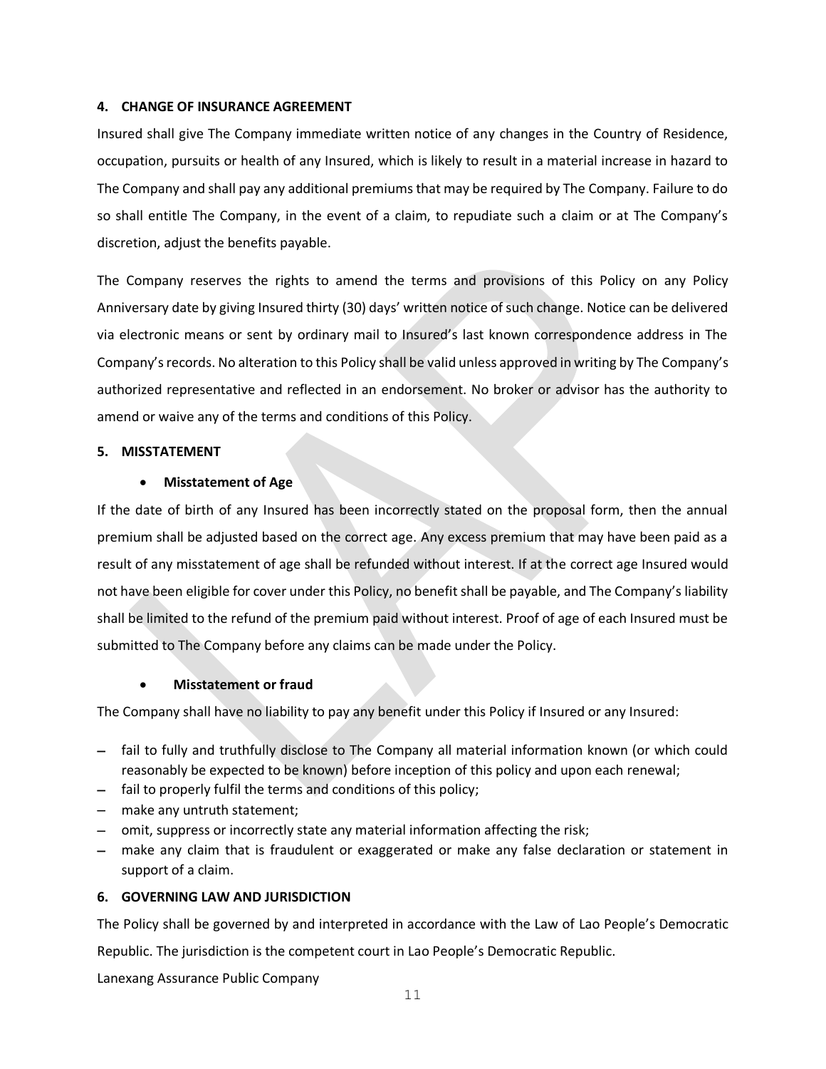**4. CHANGE OF INSURANCE AGREEMENT**

Insured shall give The Company immediate written notice of any changes in the Country of Residence, occupation, pursuits or health of any Insured, which is likely to result in a material increase in hazard to The Company and shall pay any additional premiums that may be required by The Company. Failure to do so shall entitle The Company, in the event of a claim, to repudiate such a claim or at The Company's discretion, adjust the benefits payable.

The Company reserves the rights to amend the terms and provisions of this Policy on any Policy Anniversary date by giving Insured thirty (30) days' written notice of such change. Notice can be delivered via electronic means or sent by ordinary mail to Insured's last known correspondence address in The Company's records. No alteration to this Policy shall be valid unless approved in writing by The Company's authorized representative and reflected in an endorsement. No broker or advisor has the authority to amend or waive any of the terms and conditions of this Policy.

**5. MISSTATEMENT**

- **Misstatement of Age**

If the date of birth of any Insured has been incorrectly stated on the proposal form, then the annual premium shall be adjusted based on the correct age. Any excess premium that may have been paid as a result of any misstatement of age shall be refunded without interest. If at the correct age Insured would not have been eligible for cover under this Policy, no benefit shall be payable, and The Company's liability shall be limited to the refund of the premium paid without interest. Proof of age of each Insured must be submitted to The Company before any claims can be made under the Policy.

- **Misstatement or fraud**

The Company shall have no liability to pay any benefit under this Policy if Insured or any Insured:

- fail to fully and truthfully disclose to The Company all material information known (or which could reasonably be expected to be known) before inception of this policy and upon each renewal;
- fail to properly fulfil the terms and conditions of this policy;
- make any untruth statement;
- omit, suppress or incorrectly state any material information affecting the risk;
- make any claim that is fraudulent or exaggerated or make any false declaration or statement in support of a claim.

**6. GOVERNING LAW AND JURISDICTION**

The Policy shall be governed by and interpreted in accordance with the Law of Lao People's Democratic Republic. The jurisdiction is the competent court in Lao People's Democratic Republic.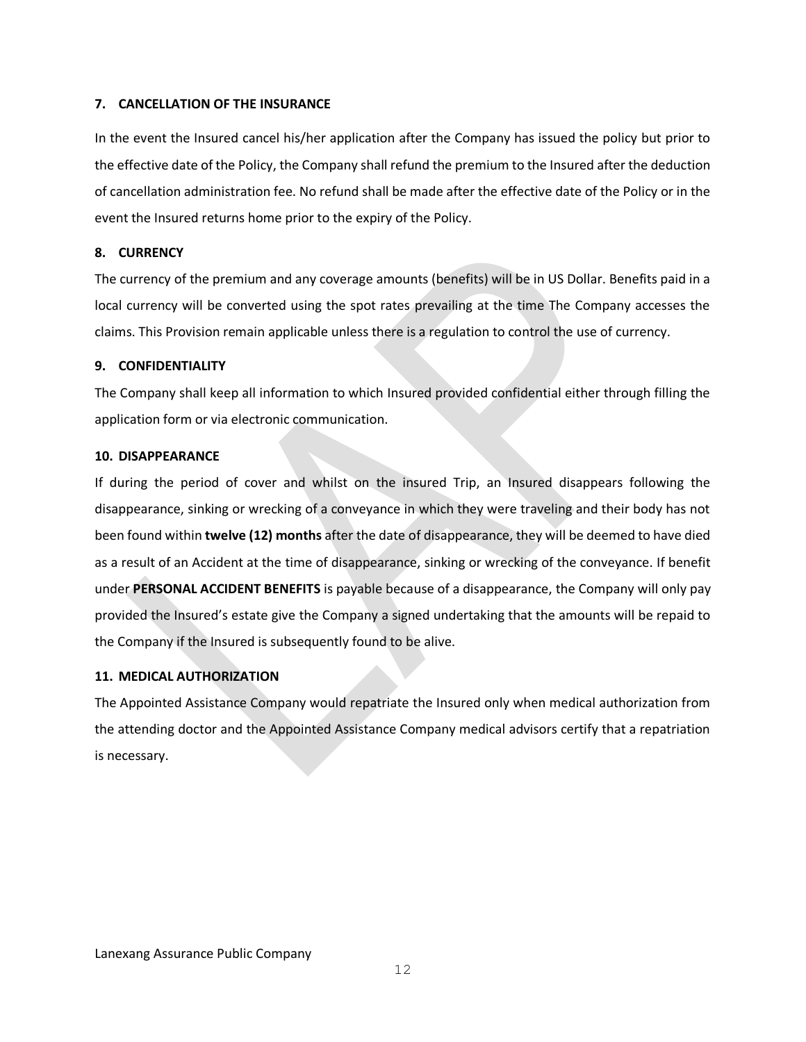### 7. CANCELLATION OF THE INSURANCE

In the event the Insured cancel his/her application after the Company has issued the policy but prior to the effective date of the Policy, the Company shall refund the premium to the Insured after the deduction of cancellation administration fee. No refund shall be made after the effective date of the Policy or in the event the Insured returns home prior to the expiry of the Policy.

### 8. CURRENCY

The currency of the premium and any coverage amounts (benefits) will be in US Dollar. Benefits paid in a local currency will be converted using the spot rates prevailing at the time The Company accesses the claims. This Provision remain applicable unless there is a regulation to control the use of currency.

### 9. CONFIDENTIALITY

The Company shall keep all information to which Insured provided confidential either through filling the application form or via electronic communication.

### 10. DISAPPEARANCE

If during the period of cover and whilst on the insured Trip, an Insured disappears following the disappearance, sinking or wrecking of a conveyance in which they were traveling and their body has not been found within **twelve (12) months** after the date of disappearance, they will be deemed to have died as a result of an Accident at the time of disappearance, sinking or wrecking of the conveyance. If benefit under **PERSONAL ACCIDENT BENEFITS** is payable because of a disappearance, the Company will only pay provided the Insured's estate give the Company a signed undertaking that the amounts will be repaid to the Company if the Insured is subsequently found to be alive.

### 11. MEDICAL AUTHORIZATION

The Appointed Assistance Company would repatriate the Insured only when medical authorization from the attending doctor and the Appointed Assistance Company medical advisors certify that a repatriation is necessary.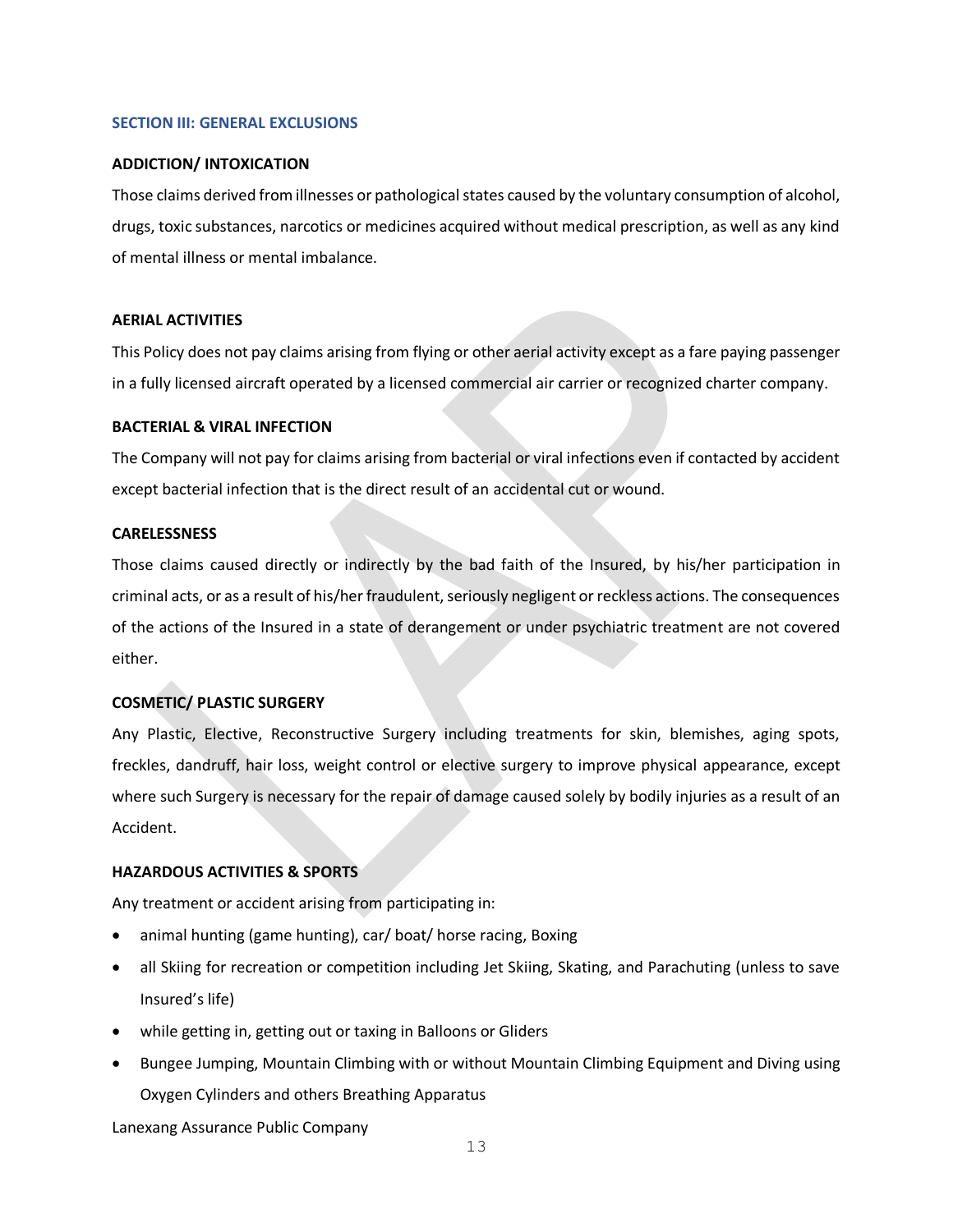## SECTION III: GENERAL EXCLUSIONS

**ADDICTION/ INTOXICATION**

Those claims derived from illnesses or pathological states caused by the voluntary consumption of alcohol, drugs, toxic substances, narcotics or medicines acquired without medical prescription, as well as any kind of mental illness or mental imbalance.

**AERIAL ACTIVITIES**

This Policy does not pay claims arising from flying or other aerial activity except as a fare paying passenger in a fully licensed aircraft operated by a licensed commercial air carrier or recognized charter company.

**BACTERIAL & VIRAL INFECTION**

The Company will not pay for claims arising from bacterial or viral infections even if contacted by accident except bacterial infection that is the direct result of an accidental cut or wound.

**CARELESSNESS**

Those claims caused directly or indirectly by the bad faith of the Insured, by his/her participation in criminal acts, or as a result of his/her fraudulent, seriously negligent or reckless actions. The consequences of the actions of the Insured in a state of derangement or under psychiatric treatment are not covered either.

**COSMETIC/ PLASTIC SURGERY**

Any Plastic, Elective, Reconstructive Surgery including treatments for skin, blemishes, aging spots, freckles, dandruff, hair loss, weight control or elective surgery to improve physical appearance, except where such Surgery is necessary for the repair of damage caused solely by bodily injuries as a result of an Accident.

**HAZARDOUS ACTIVITIES & SPORTS**

Any treatment or accident arising from participating in:

- animal hunting (game hunting), car/ boat/ horse racing, Boxing
- all Skiing for recreation or competition including Jet Skiing, Skating, and Parachuting (unless to save Insured's life)
- while getting in, getting out or taxing in Balloons or Gliders
- Bungee Jumping, Mountain Climbing with or without Mountain Climbing Equipment and Diving using Oxygen Cylinders and others Breathing Apparatus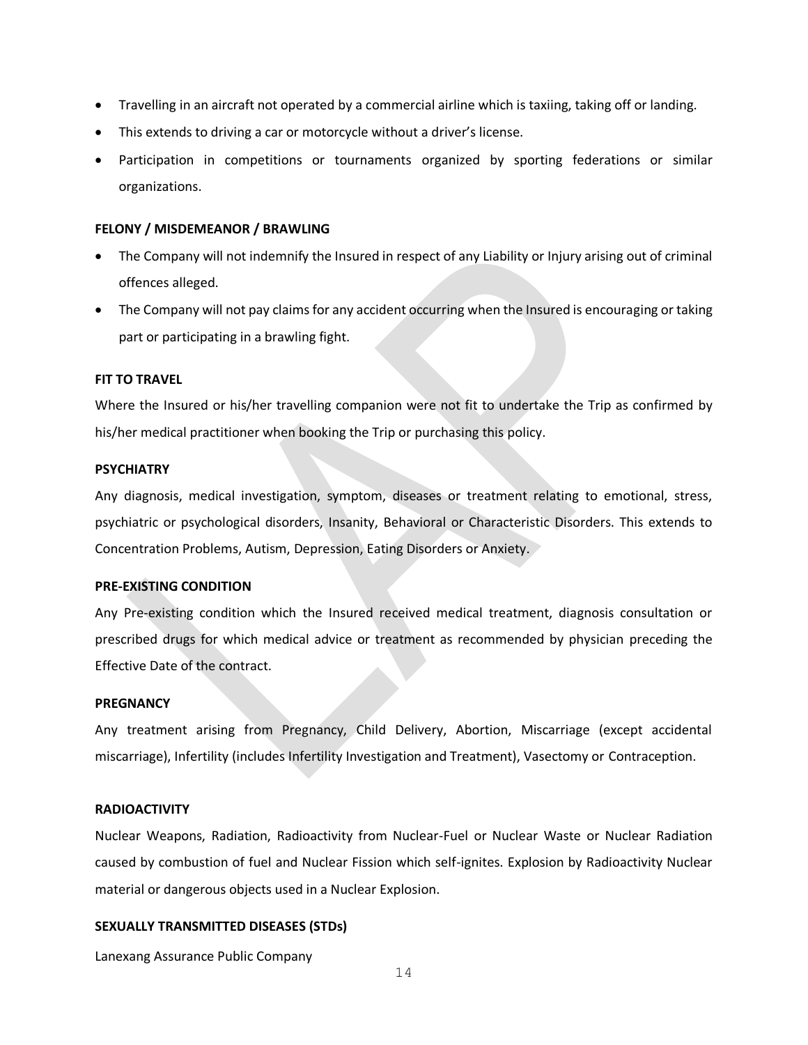- Travelling in an aircraft not operated by a commercial airline which is taxiing, taking off or landing.
- This extends to driving a car or motorcycle without a driver's license.
- Participation in competitions or tournaments organized by sporting federations or similar organizations.

**FELONY / MISDEMEANOR / BRAWLING**

- The Company will not indemnify the Insured in respect of any Liability or Injury arising out of criminal offences alleged.
- The Company will not pay claims for any accident occurring when the Insured is encouraging or taking part or participating in a brawling fight.

**FIT TO TRAVEL**

Where the Insured or his/her travelling companion were not fit to undertake the Trip as confirmed by his/her medical practitioner when booking the Trip or purchasing this policy.

**PSYCHIATRY**

Any diagnosis, medical investigation, symptom, diseases or treatment relating to emotional, stress, psychiatric or psychological disorders, Insanity, Behavioral or Characteristic Disorders. This extends to Concentration Problems, Autism, Depression, Eating Disorders or Anxiety.

**PRE-EXISTING CONDITION**

Any Pre-existing condition which the Insured received medical treatment, diagnosis consultation or prescribed drugs for which medical advice or treatment as recommended by physician preceding the Effective Date of the contract.

**PREGNANCY**

Any treatment arising from Pregnancy, Child Delivery, Abortion, Miscarriage (except accidental miscarriage), Infertility (includes Infertility Investigation and Treatment), Vasectomy or Contraception.

**RADIOACTIVITY**

Nuclear Weapons, Radiation, Radioactivity from Nuclear-Fuel or Nuclear Waste or Nuclear Radiation caused by combustion of fuel and Nuclear Fission which self-ignites. Explosion by Radioactivity Nuclear material or dangerous objects used in a Nuclear Explosion.

**SEXUALLY TRANSMITTED DISEASES (STDs)**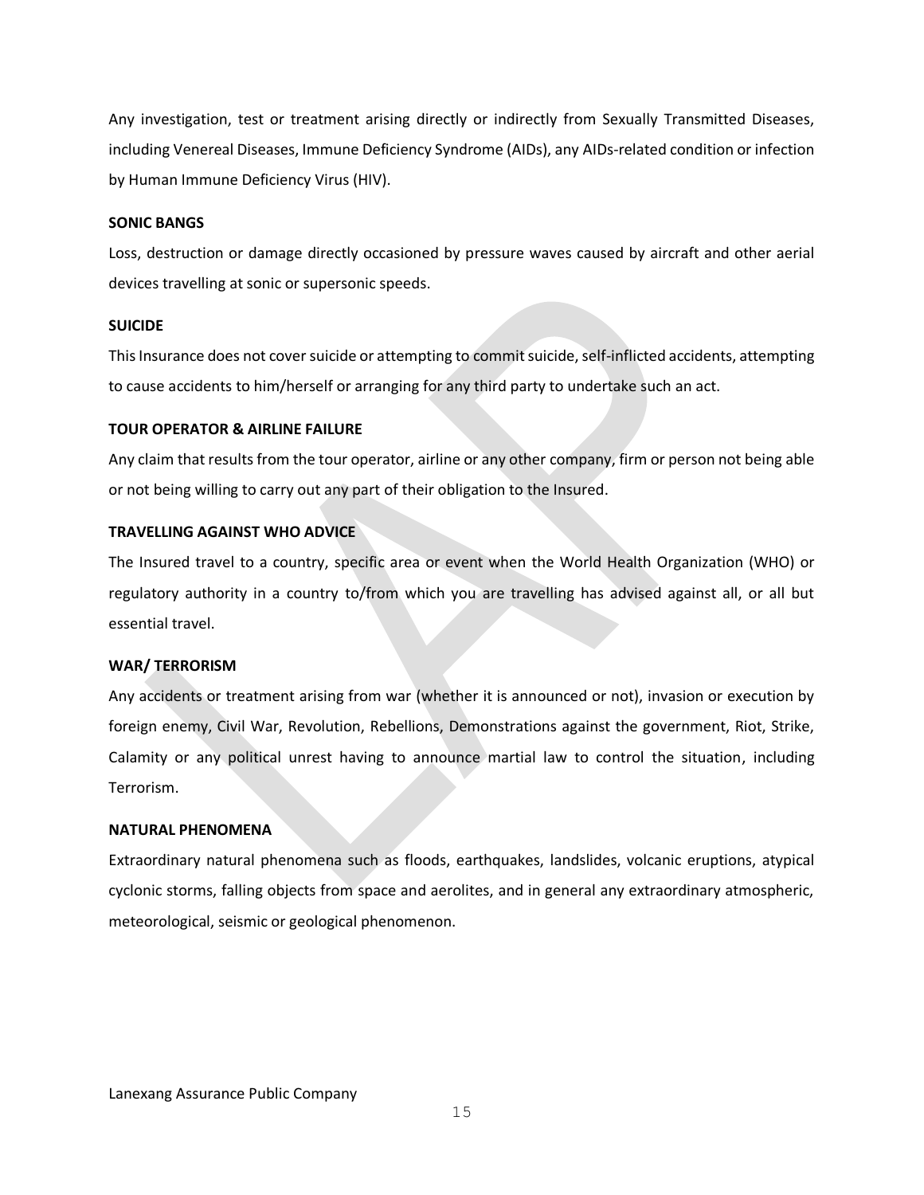Any investigation, test or treatment arising directly or indirectly from Sexually Transmitted Diseases, including Venereal Diseases, Immune Deficiency Syndrome (AIDs), any AIDs-related condition or infection by Human Immune Deficiency Virus (HIV).

**SONIC BANGS**

Loss, destruction or damage directly occasioned by pressure waves caused by aircraft and other aerial devices travelling at sonic or supersonic speeds.

**SUICIDE**

This Insurance does not cover suicide or attempting to commit suicide, self-inflicted accidents, attempting to cause accidents to him/herself or arranging for any third party to undertake such an act.

**TOUR OPERATOR & AIRLINE FAILURE**

Any claim that results from the tour operator, airline or any other company, firm or person not being able or not being willing to carry out any part of their obligation to the Insured.

**TRAVELLING AGAINST WHO ADVICE**

The Insured travel to a country, specific area or event when the World Health Organization (WHO) or regulatory authority in a country to/from which you are travelling has advised against all, or all but essential travel.

**WAR/ TERRORISM**

Any accidents or treatment arising from war (whether it is announced or not), invasion or execution by foreign enemy, Civil War, Revolution, Rebellions, Demonstrations against the government, Riot, Strike, Calamity or any political unrest having to announce martial law to control the situation, including Terrorism.

**NATURAL PHENOMENA**

Extraordinary natural phenomena such as floods, earthquakes, landslides, volcanic eruptions, atypical cyclonic storms, falling objects from space and aerolites, and in general any extraordinary atmospheric, meteorological, seismic or geological phenomenon.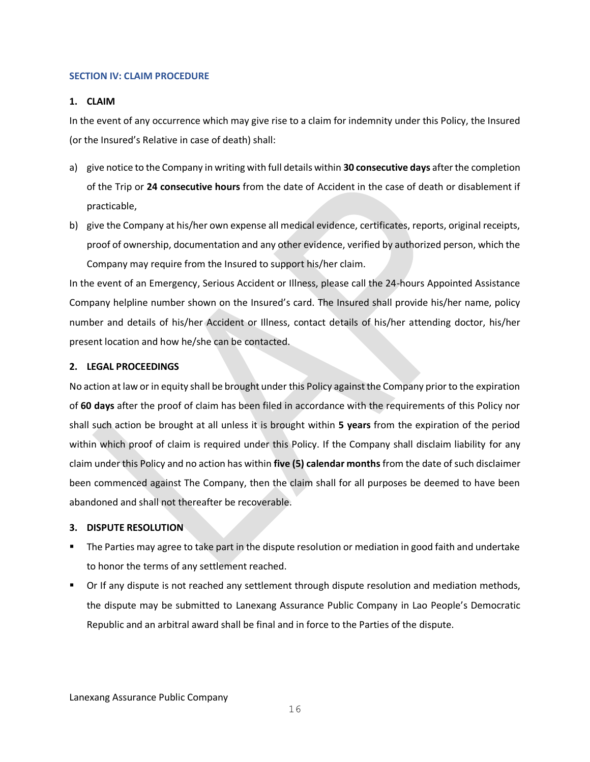## SECTION IV: CLAIM PROCEDURE

### 1. CLAIM

In the event of any occurrence which may give rise to a claim for indemnity under this Policy, the Insured (or the Insured's Relative in case of death) shall:

a) give notice to the Company in writing with full details within **30 consecutive days** after the completion of the Trip or **24 consecutive hours** from the date of Accident in the case of death or disablement if practicable,

b) give the Company at his/her own expense all medical evidence, certificates, reports, original receipts, proof of ownership, documentation and any other evidence, verified by authorized person, which the Company may require from the Insured to support his/her claim.

In the event of an Emergency, Serious Accident or Illness, please call the 24-hours Appointed Assistance Company helpline number shown on the Insured's card. The Insured shall provide his/her name, policy number and details of his/her Accident or Illness, contact details of his/her attending doctor, his/her present location and how he/she can be contacted.

### 2. LEGAL PROCEEDINGS

No action at law or in equity shall be brought under this Policy against the Company prior to the expiration of **60 days** after the proof of claim has been filed in accordance with the requirements of this Policy nor shall such action be brought at all unless it is brought within **5 years** from the expiration of the period within which proof of claim is required under this Policy. If the Company shall disclaim liability for any claim under this Policy and no action has within **five (5) calendar months** from the date of such disclaimer been commenced against The Company, then the claim shall for all purposes be deemed to have been abandoned and shall not thereafter be recoverable.

### 3. DISPUTE RESOLUTION

- The Parties may agree to take part in the dispute resolution or mediation in good faith and undertake to honor the terms of any settlement reached.
- Or If any dispute is not reached any settlement through dispute resolution and mediation methods, the dispute may be submitted to Lanexang Assurance Public Company in Lao People's Democratic Republic and an arbitral award shall be final and in force to the Parties of the dispute.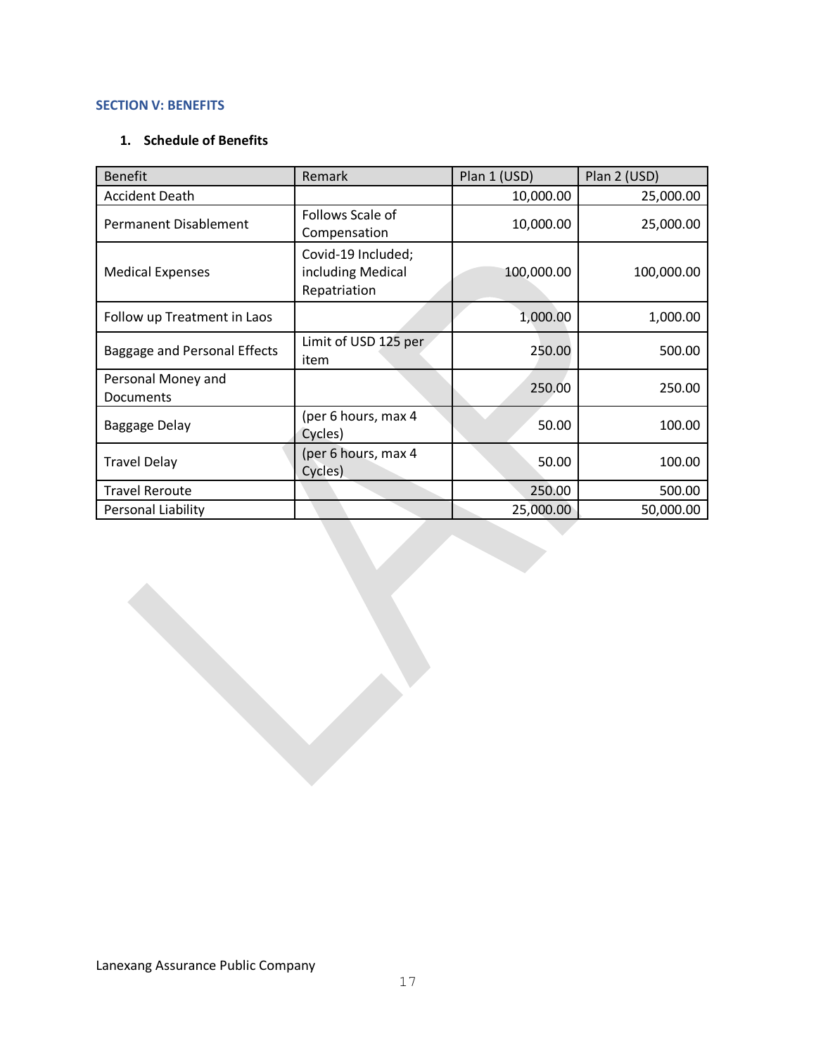## SECTION V: BENEFITS

### 1. Schedule of Benefits

| Benefit | Remark | Plan 1 (USD) | Plan 2 (USD) |
|---|---|---|---|
| Accident Death | | 10,000.00 | 25,000.00 |
| Permanent Disablement | Follows Scale of Compensation | 10,000.00 | 25,000.00 |
| Medical Expenses | Covid-19 Included; including Medical Repatriation | 100,000.00 | 100,000.00 |
| Follow up Treatment in Laos | | 1,000.00 | 1,000.00 |
| Baggage and Personal Effects | Limit of USD 125 per item | 250.00 | 500.00 |
| Personal Money and Documents | | 250.00 | 250.00 |
| Baggage Delay | (per 6 hours, max 4 Cycles) | 50.00 | 100.00 |
| Travel Delay | (per 6 hours, max 4 Cycles) | 50.00 | 100.00 |
| Travel Reroute | | 250.00 | 500.00 |
| Personal Liability | | 25,000.00 | 50,000.00 |